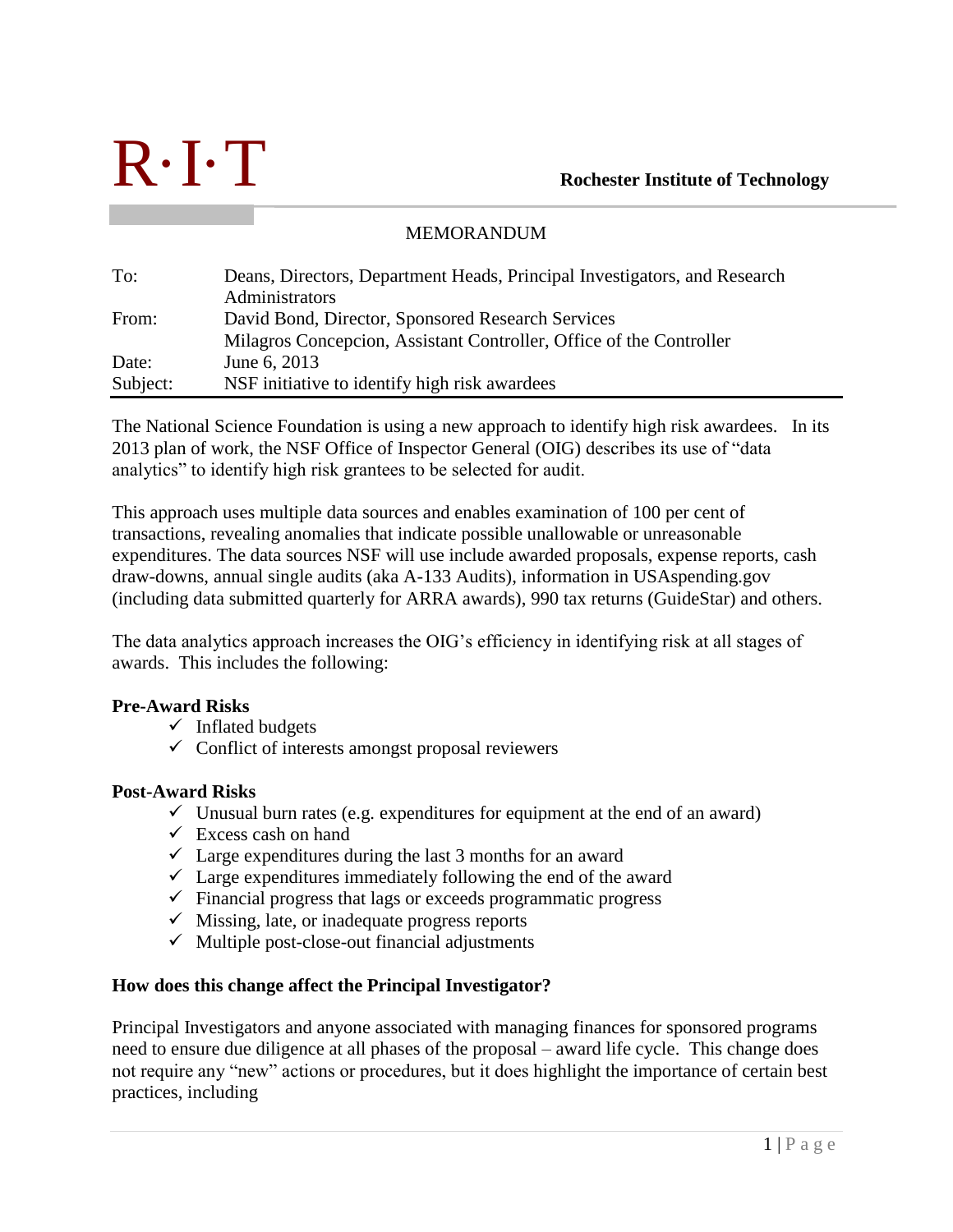R·I·T

**Rochester Institute of Technology**

MEMORANDUM

| | |
|---|---|
| To: | Deans, Directors, Department Heads, Principal Investigators, and Research Administrators |
| From: | David Bond, Director, Sponsored Research Services<br>Milagros Concepcion, Assistant Controller, Office of the Controller |
| Date: | June 6, 2013 |
| Subject: | NSF initiative to identify high risk awardees |

The National Science Foundation is using a new approach to identify high risk awardees. In its 2013 plan of work, the NSF Office of Inspector General (OIG) describes its use of "data analytics" to identify high risk grantees to be selected for audit.

This approach uses multiple data sources and enables examination of 100 per cent of transactions, revealing anomalies that indicate possible unallowable or unreasonable expenditures. The data sources NSF will use include awarded proposals, expense reports, cash draw-downs, annual single audits (aka A-133 Audits), information in USAspending.gov (including data submitted quarterly for ARRA awards), 990 tax returns (GuideStar) and others.

The data analytics approach increases the OIG's efficiency in identifying risk at all stages of awards. This includes the following:

**Pre-Award Risks**

- ✓ Inflated budgets
- ✓ Conflict of interests amongst proposal reviewers

**Post-Award Risks**

- ✓ Unusual burn rates (e.g. expenditures for equipment at the end of an award)
- ✓ Excess cash on hand
- ✓ Large expenditures during the last 3 months for an award
- ✓ Large expenditures immediately following the end of the award
- ✓ Financial progress that lags or exceeds programmatic progress
- ✓ Missing, late, or inadequate progress reports
- ✓ Multiple post-close-out financial adjustments

**How does this change affect the Principal Investigator?**

Principal Investigators and anyone associated with managing finances for sponsored programs need to ensure due diligence at all phases of the proposal – award life cycle. This change does not require any "new" actions or procedures, but it does highlight the importance of certain best practices, including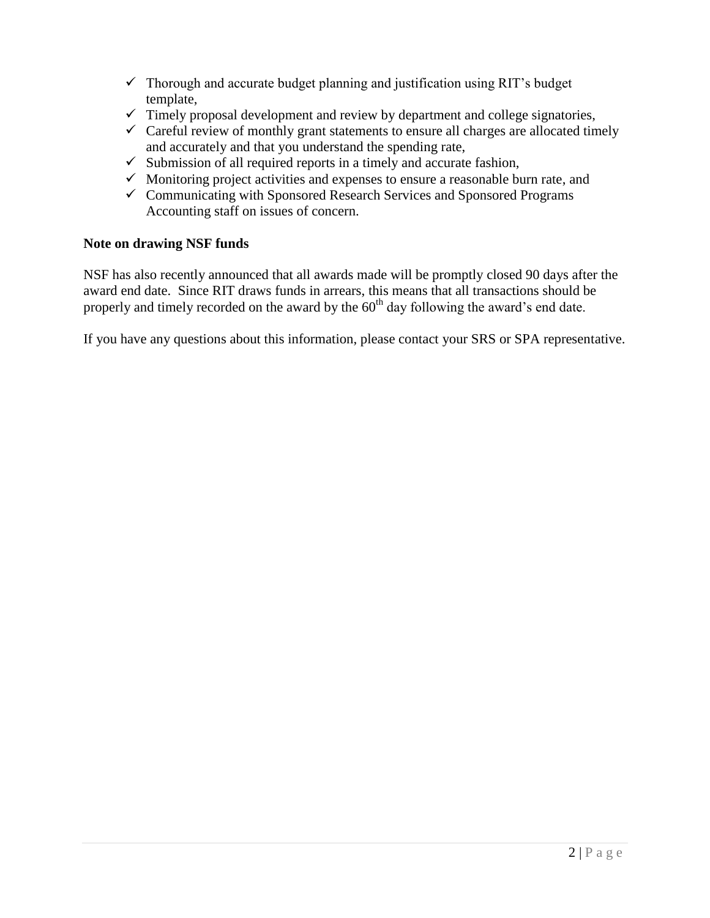- ✓ Thorough and accurate budget planning and justification using RIT's budget template,
- ✓ Timely proposal development and review by department and college signatories,
- ✓ Careful review of monthly grant statements to ensure all charges are allocated timely and accurately and that you understand the spending rate,
- ✓ Submission of all required reports in a timely and accurate fashion,
- ✓ Monitoring project activities and expenses to ensure a reasonable burn rate, and
- ✓ Communicating with Sponsored Research Services and Sponsored Programs Accounting staff on issues of concern.

**Note on drawing NSF funds**

NSF has also recently announced that all awards made will be promptly closed 90 days after the award end date. Since RIT draws funds in arrears, this means that all transactions should be properly and timely recorded on the award by the 60th day following the award's end date.

If you have any questions about this information, please contact your SRS or SPA representative.